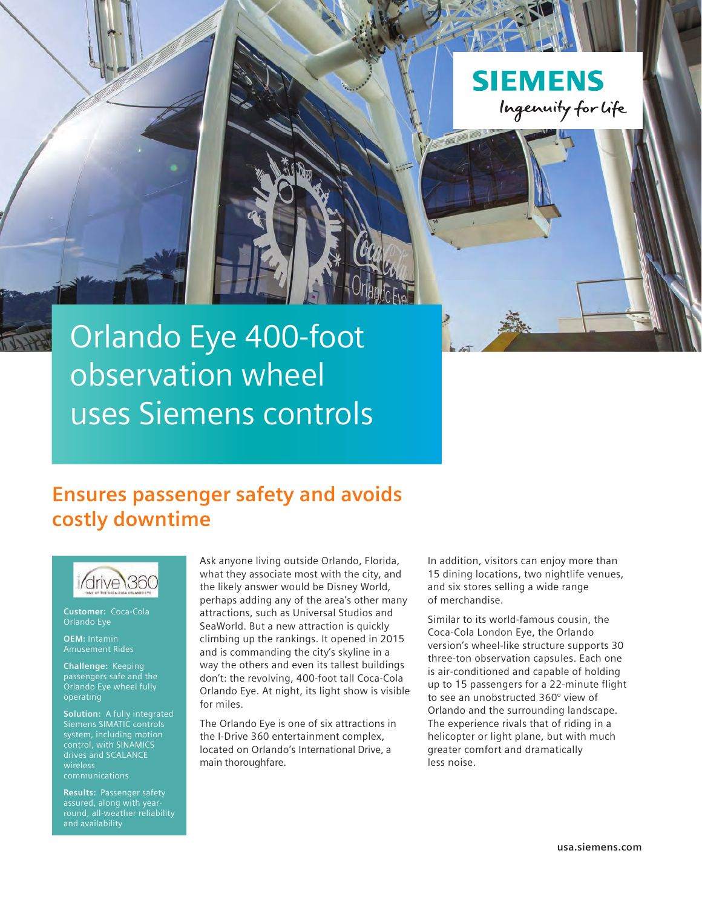# Orlando Eye 400-foot observation wheel uses Siemens controls

## Ensures passenger safety and avoids costly downtime

**Customer:** Coca-Cola Orlando Eye

**OEM:** Intamin Amusement Rides

**Challenge:** Keeping passengers safe and the Orlando Eye wheel fully operating

**Solution:** A fully integrated Siemens SIMATIC controls system, including motion control, with SINAMICS drives and SCALANCE wireless communications

**Results:** Passenger safety assured, along with year-round, all-weather reliability and availability

Ask anyone living outside Orlando, Florida, what they associate most with the city, and the likely answer would be Disney World, perhaps adding any of the area's other many attractions, such as Universal Studios and SeaWorld. But a new attraction is quickly climbing up the rankings. It opened in 2015 and is commanding the city's skyline in a way the others and even its tallest buildings don't: the revolving, 400-foot tall Coca-Cola Orlando Eye. At night, its light show is visible for miles.

The Orlando Eye is one of six attractions in the I-Drive 360 entertainment complex, located on Orlando's International Drive, a main thoroughfare.

In addition, visitors can enjoy more than 15 dining locations, two nightlife venues, and six stores selling a wide range of merchandise.

Similar to its world-famous cousin, the Coca-Cola London Eye, the Orlando version's wheel-like structure supports 30 three-ton observation capsules. Each one is air-conditioned and capable of holding up to 15 passengers for a 22-minute flight to see an unobstructed 360° view of Orlando and the surrounding landscape. The experience rivals that of riding in a helicopter or light plane, but with much greater comfort and dramatically less noise.

usa.siemens.com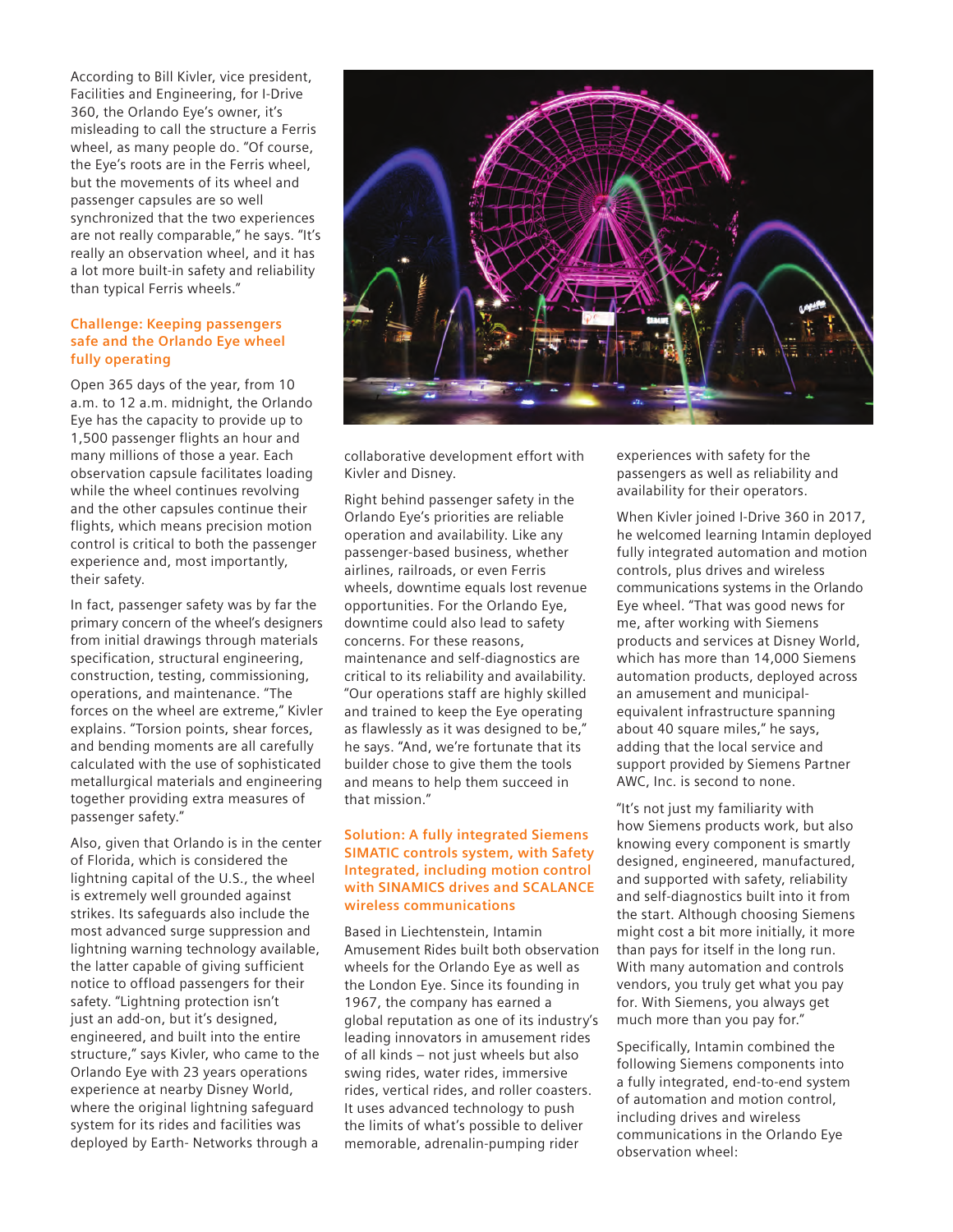According to Bill Kivler, vice president, Facilities and Engineering, for I-Drive 360, the Orlando Eye's owner, it's misleading to call the structure a Ferris wheel, as many people do. "Of course, the Eye's roots are in the Ferris wheel, but the movements of its wheel and passenger capsules are so well synchronized that the two experiences are not really comparable," he says. "It's really an observation wheel, and it has a lot more built-in safety and reliability than typical Ferris wheels."

## Challenge: Keeping passengers safe and the Orlando Eye wheel fully operating

Open 365 days of the year, from 10 a.m. to 12 a.m. midnight, the Orlando Eye has the capacity to provide up to 1,500 passenger flights an hour and many millions of those a year. Each observation capsule facilitates loading while the wheel continues revolving and the other capsules continue their flights, which means precision motion control is critical to both the passenger experience and, most importantly, their safety.

In fact, passenger safety was by far the primary concern of the wheel's designers from initial drawings through materials specification, structural engineering, construction, testing, commissioning, operations, and maintenance. "The forces on the wheel are extreme," Kivler explains. "Torsion points, shear forces, and bending moments are all carefully calculated with the use of sophisticated metallurgical materials and engineering together providing extra measures of passenger safety."

Also, given that Orlando is in the center of Florida, which is considered the lightning capital of the U.S., the wheel is extremely well grounded against strikes. Its safeguards also include the most advanced surge suppression and lightning warning technology available, the latter capable of giving sufficient notice to offload passengers for their safety. "Lightning protection isn't just an add-on, but it's designed, engineered, and built into the entire structure," says Kivler, who came to the Orlando Eye with 23 years operations experience at nearby Disney World, where the original lightning safeguard system for its rides and facilities was deployed by Earth- Networks through a collaborative development effort with Kivler and Disney.

Right behind passenger safety in the Orlando Eye's priorities are reliable operation and availability. Like any passenger-based business, whether airlines, railroads, or even Ferris wheels, downtime equals lost revenue opportunities. For the Orlando Eye, downtime could also lead to safety concerns. For these reasons, maintenance and self-diagnostics are critical to its reliability and availability. "Our operations staff are highly skilled and trained to keep the Eye operating as flawlessly as it was designed to be," he says. "And, we're fortunate that its builder chose to give them the tools and means to help them succeed in that mission."

## Solution: A fully integrated Siemens SIMATIC controls system, with Safety Integrated, including motion control with SINAMICS drives and SCALANCE wireless communications

Based in Liechtenstein, Intamin Amusement Rides built both observation wheels for the Orlando Eye as well as the London Eye. Since its founding in 1967, the company has earned a global reputation as one of its industry's leading innovators in amusement rides of all kinds – not just wheels but also swing rides, water rides, immersive rides, vertical rides, and roller coasters. It uses advanced technology to push the limits of what's possible to deliver memorable, adrenalin-pumping rider experiences with safety for the passengers as well as reliability and availability for their operators.

When Kivler joined I-Drive 360 in 2017, he welcomed learning Intamin deployed fully integrated automation and motion controls, plus drives and wireless communications systems in the Orlando Eye wheel. "That was good news for me, after working with Siemens products and services at Disney World, which has more than 14,000 Siemens automation products, deployed across an amusement and municipal-equivalent infrastructure spanning about 40 square miles," he says, adding that the local service and support provided by Siemens Partner AWC, Inc. is second to none.

"It's not just my familiarity with how Siemens products work, but also knowing every component is smartly designed, engineered, manufactured, and supported with safety, reliability and self-diagnostics built into it from the start. Although choosing Siemens might cost a bit more initially, it more than pays for itself in the long run. With many automation and controls vendors, you truly get what you pay for. With Siemens, you always get much more than you pay for."

Specifically, Intamin combined the following Siemens components into a fully integrated, end-to-end system of automation and motion control, including drives and wireless communications in the Orlando Eye observation wheel: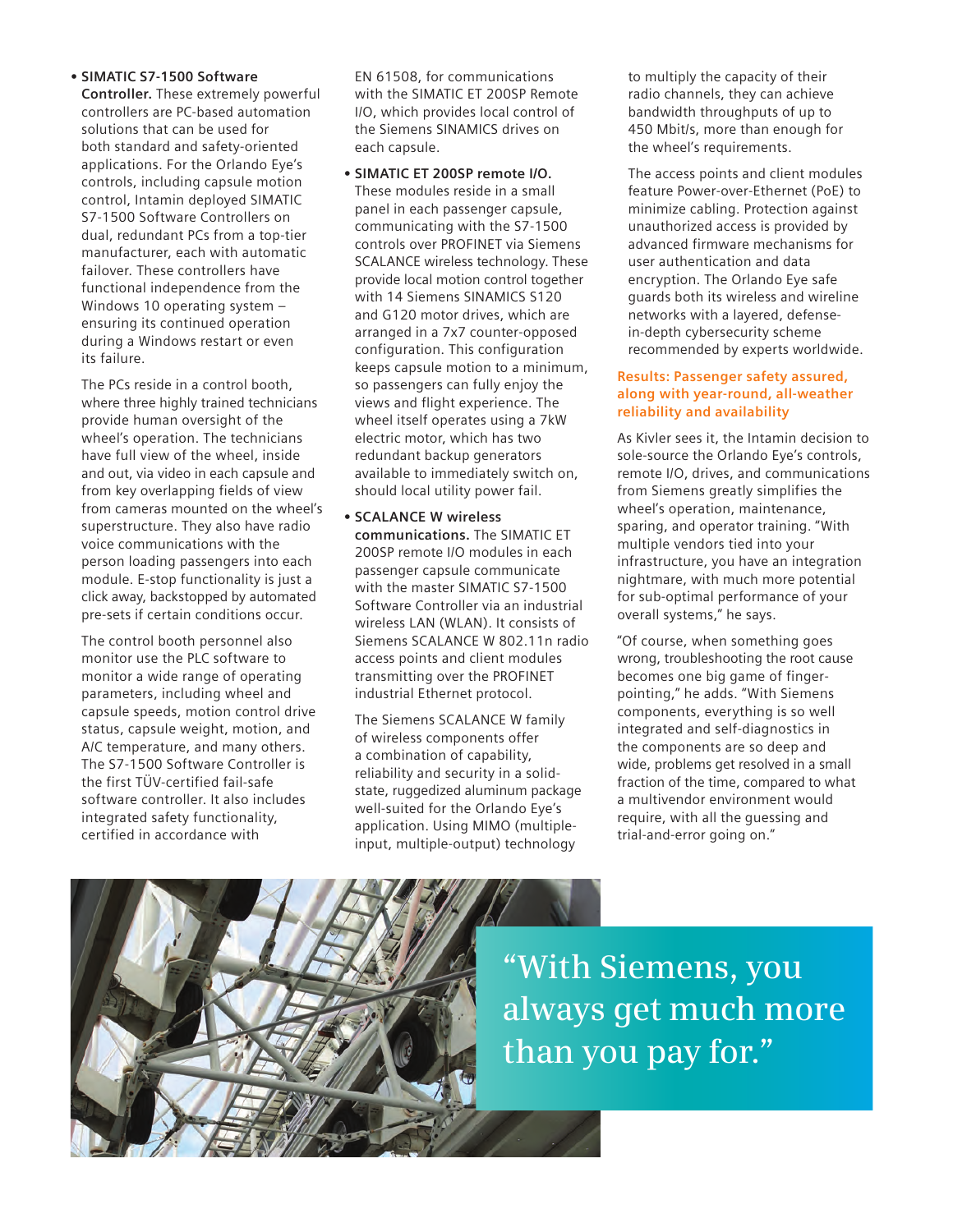- **SIMATIC S7-1500 Software Controller.** These extremely powerful controllers are PC-based automation solutions that can be used for both standard and safety-oriented applications. For the Orlando Eye's controls, including capsule motion control, Intamin deployed SIMATIC S7-1500 Software Controllers on dual, redundant PCs from a top-tier manufacturer, each with automatic failover. These controllers have functional independence from the Windows 10 operating system – ensuring its continued operation during a Windows restart or even its failure.

  The PCs reside in a control booth, where three highly trained technicians provide human oversight of the wheel's operation. The technicians have full view of the wheel, inside and out, via video in each capsule and from key overlapping fields of view from cameras mounted on the wheel's superstructure. They also have radio voice communications with the person loading passengers into each module. E-stop functionality is just a click away, backstopped by automated pre-sets if certain conditions occur.

  The control booth personnel also monitor use the PLC software to monitor a wide range of operating parameters, including wheel and capsule speeds, motion control drive status, capsule weight, motion, and A/C temperature, and many others. The S7-1500 Software Controller is the first TÜV-certified fail-safe software controller. It also includes integrated safety functionality, certified in accordance with EN 61508, for communications with the SIMATIC ET 200SP Remote I/O, which provides local control of the Siemens SINAMICS drives on each capsule.

- **SIMATIC ET 200SP remote I/O.** These modules reside in a small panel in each passenger capsule, communicating with the S7-1500 controls over PROFINET via Siemens SCALANCE wireless technology. These provide local motion control together with 14 Siemens SINAMICS S120 and G120 motor drives, which are arranged in a 7x7 counter-opposed configuration. This configuration keeps capsule motion to a minimum, so passengers can fully enjoy the views and flight experience. The wheel itself operates using a 7kW electric motor, which has two redundant backup generators available to immediately switch on, should local utility power fail.

- **SCALANCE W wireless communications.** The SIMATIC ET 200SP remote I/O modules in each passenger capsule communicate with the master SIMATIC S7-1500 Software Controller via an industrial wireless LAN (WLAN). It consists of Siemens SCALANCE W 802.11n radio access points and client modules transmitting over the PROFINET industrial Ethernet protocol.

  The Siemens SCALANCE W family of wireless components offer a combination of capability, reliability and security in a solid-state, ruggedized aluminum package well-suited for the Orlando Eye's application. Using MIMO (multiple-input, multiple-output) technology to multiply the capacity of their radio channels, they can achieve bandwidth throughputs of up to 450 Mbit/s, more than enough for the wheel's requirements.

  The access points and client modules feature Power-over-Ethernet (PoE) to minimize cabling. Protection against unauthorized access is provided by advanced firmware mechanisms for user authentication and data encryption. The Orlando Eye safe guards both its wireless and wireline networks with a layered, defense-in-depth cybersecurity scheme recommended by experts worldwide.

## Results: Passenger safety assured, along with year-round, all-weather reliability and availability

As Kivler sees it, the Intamin decision to sole-source the Orlando Eye's controls, remote I/O, drives, and communications from Siemens greatly simplifies the wheel's operation, maintenance, sparing, and operator training. "With multiple vendors tied into your infrastructure, you have an integration nightmare, with much more potential for sub-optimal performance of your overall systems," he says.

"Of course, when something goes wrong, troubleshooting the root cause becomes one big game of finger-pointing," he adds. "With Siemens components, everything is so well integrated and self-diagnostics in the components are so deep and wide, problems get resolved in a small fraction of the time, compared to what a multivendor environment would require, with all the guessing and trial-and-error going on."

> "With Siemens, you always get much more than you pay for."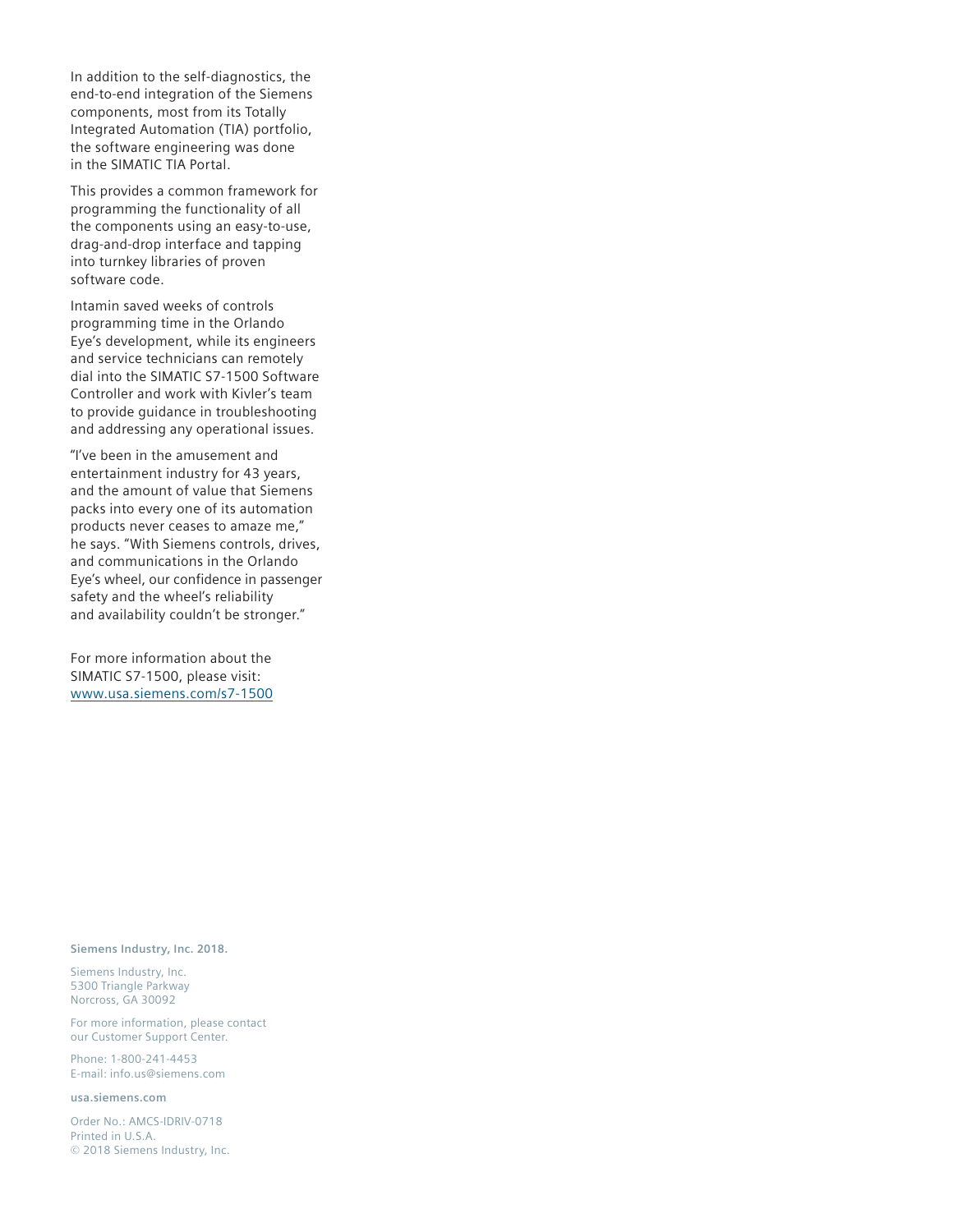In addition to the self-diagnostics, the end-to-end integration of the Siemens components, most from its Totally Integrated Automation (TIA) portfolio, the software engineering was done in the SIMATIC TIA Portal.

This provides a common framework for programming the functionality of all the components using an easy-to-use, drag-and-drop interface and tapping into turnkey libraries of proven software code.

Intamin saved weeks of controls programming time in the Orlando Eye's development, while its engineers and service technicians can remotely dial into the SIMATIC S7-1500 Software Controller and work with Kivler's team to provide guidance in troubleshooting and addressing any operational issues.

"I've been in the amusement and entertainment industry for 43 years, and the amount of value that Siemens packs into every one of its automation products never ceases to amaze me," he says. "With Siemens controls, drives, and communications in the Orlando Eye's wheel, our confidence in passenger safety and the wheel's reliability and availability couldn't be stronger."

For more information about the SIMATIC S7-1500, please visit:
[www.usa.siemens.com/s7-1500](http://www.usa.siemens.com/s7-1500)

**Siemens Industry, Inc. 2018.**

Siemens Industry, Inc.
5300 Triangle Parkway
Norcross, GA 30092

For more information, please contact our Customer Support Center.

Phone: 1-800-241-4453
E-mail: info.us@siemens.com

**usa.siemens.com**

Order No.: AMCS-IDRIV-0718
Printed in U.S.A.
© 2018 Siemens Industry, Inc.